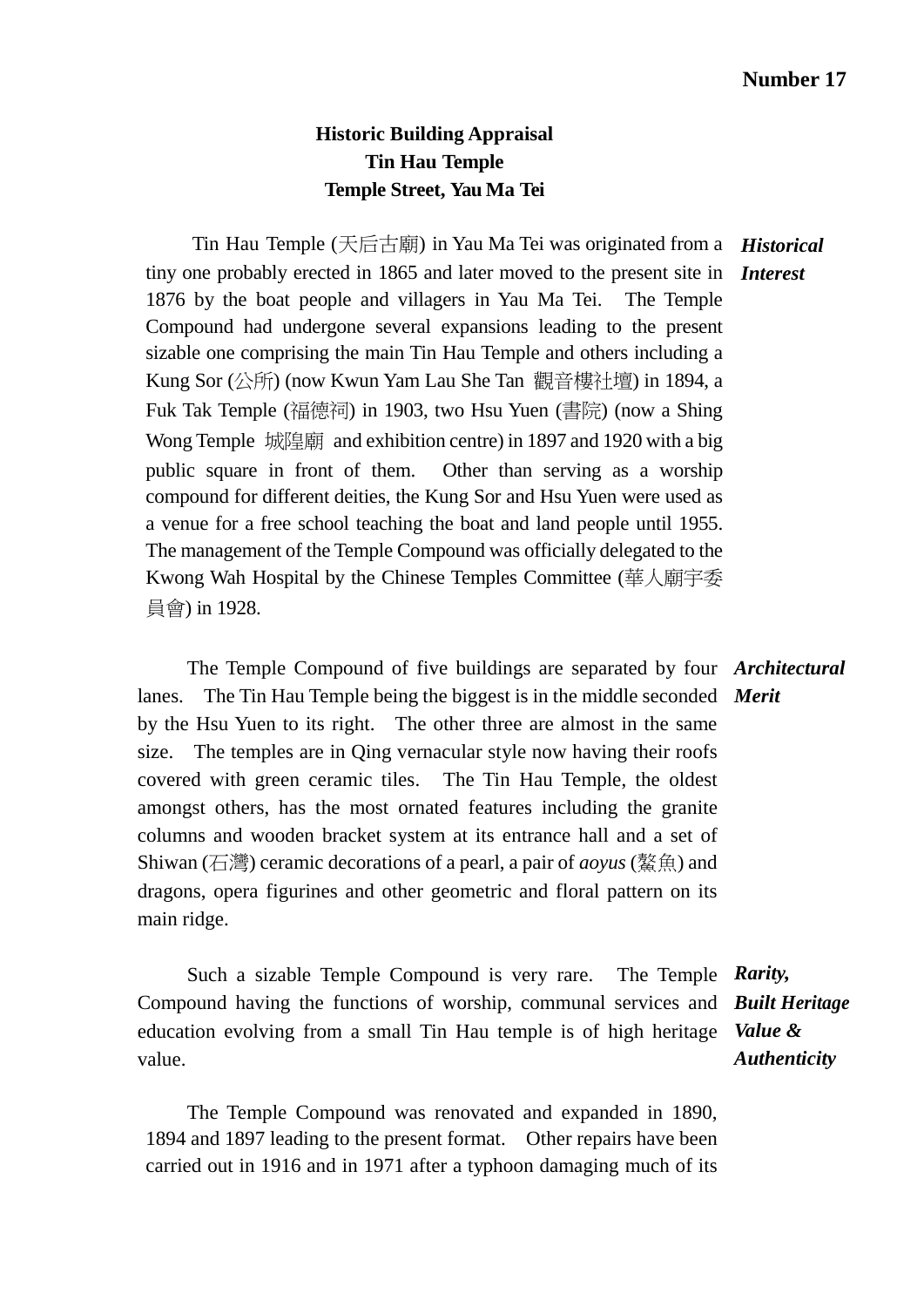**Number 17**

**Historic Building Appraisal**
**Tin Hau Temple**
**Temple Street, Yau Ma Tei**

***Historical Interest***

Tin Hau Temple (天后古廟) in Yau Ma Tei was originated from a tiny one probably erected in 1865 and later moved to the present site in 1876 by the boat people and villagers in Yau Ma Tei. The Temple Compound had undergone several expansions leading to the present sizable one comprising the main Tin Hau Temple and others including a Kung Sor (公所) (now Kwun Yam Lau She Tan 觀音樓社壇) in 1894, a Fuk Tak Temple (福德祠) in 1903, two Hsu Yuen (書院) (now a Shing Wong Temple 城隍廟 and exhibition centre) in 1897 and 1920 with a big public square in front of them. Other than serving as a worship compound for different deities, the Kung Sor and Hsu Yuen were used as a venue for a free school teaching the boat and land people until 1955. The management of the Temple Compound was officially delegated to the Kwong Wah Hospital by the Chinese Temples Committee (華人廟宇委員會) in 1928.

***Architectural Merit***

The Temple Compound of five buildings are separated by four lanes. The Tin Hau Temple being the biggest is in the middle seconded by the Hsu Yuen to its right. The other three are almost in the same size. The temples are in Qing vernacular style now having their roofs covered with green ceramic tiles. The Tin Hau Temple, the oldest amongst others, has the most ornated features including the granite columns and wooden bracket system at its entrance hall and a set of Shiwan (石灣) ceramic decorations of a pearl, a pair of *aoyus* (鰲魚) and dragons, opera figurines and other geometric and floral pattern on its main ridge.

***Rarity, Built Heritage Value & Authenticity***

Such a sizable Temple Compound is very rare. The Temple Compound having the functions of worship, communal services and education evolving from a small Tin Hau temple is of high heritage value.

The Temple Compound was renovated and expanded in 1890, 1894 and 1897 leading to the present format. Other repairs have been carried out in 1916 and in 1971 after a typhoon damaging much of its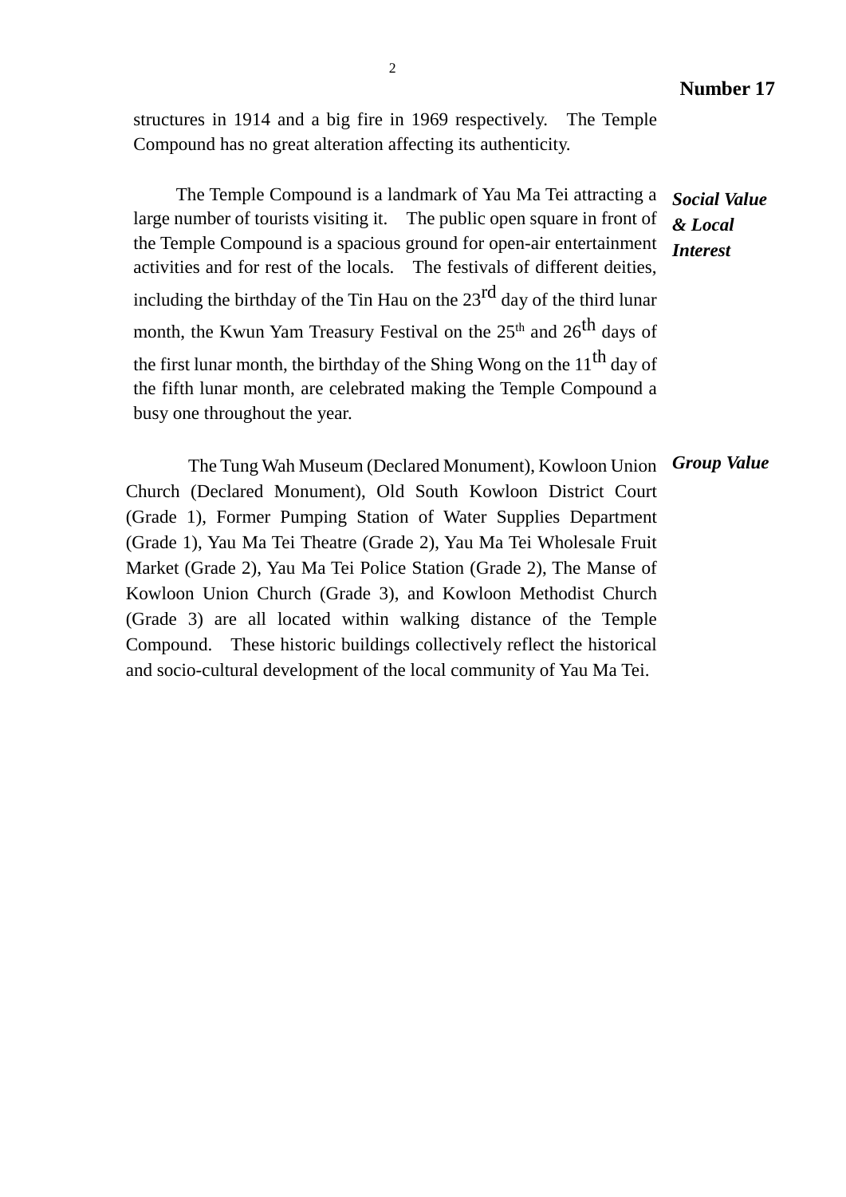**Number 17**

structures in 1914 and a big fire in 1969 respectively. The Temple Compound has no great alteration affecting its authenticity.

***Social Value & Local Interest***

The Temple Compound is a landmark of Yau Ma Tei attracting a large number of tourists visiting it. The public open square in front of the Temple Compound is a spacious ground for open-air entertainment activities and for rest of the locals. The festivals of different deities, including the birthday of the Tin Hau on the 23rd day of the third lunar month, the Kwun Yam Treasury Festival on the 25th and 26th days of the first lunar month, the birthday of the Shing Wong on the 11th day of the fifth lunar month, are celebrated making the Temple Compound a busy one throughout the year.

***Group Value***

The Tung Wah Museum (Declared Monument), Kowloon Union Church (Declared Monument), Old South Kowloon District Court (Grade 1), Former Pumping Station of Water Supplies Department (Grade 1), Yau Ma Tei Theatre (Grade 2), Yau Ma Tei Wholesale Fruit Market (Grade 2), Yau Ma Tei Police Station (Grade 2), The Manse of Kowloon Union Church (Grade 3), and Kowloon Methodist Church (Grade 3) are all located within walking distance of the Temple Compound. These historic buildings collectively reflect the historical and socio-cultural development of the local community of Yau Ma Tei.